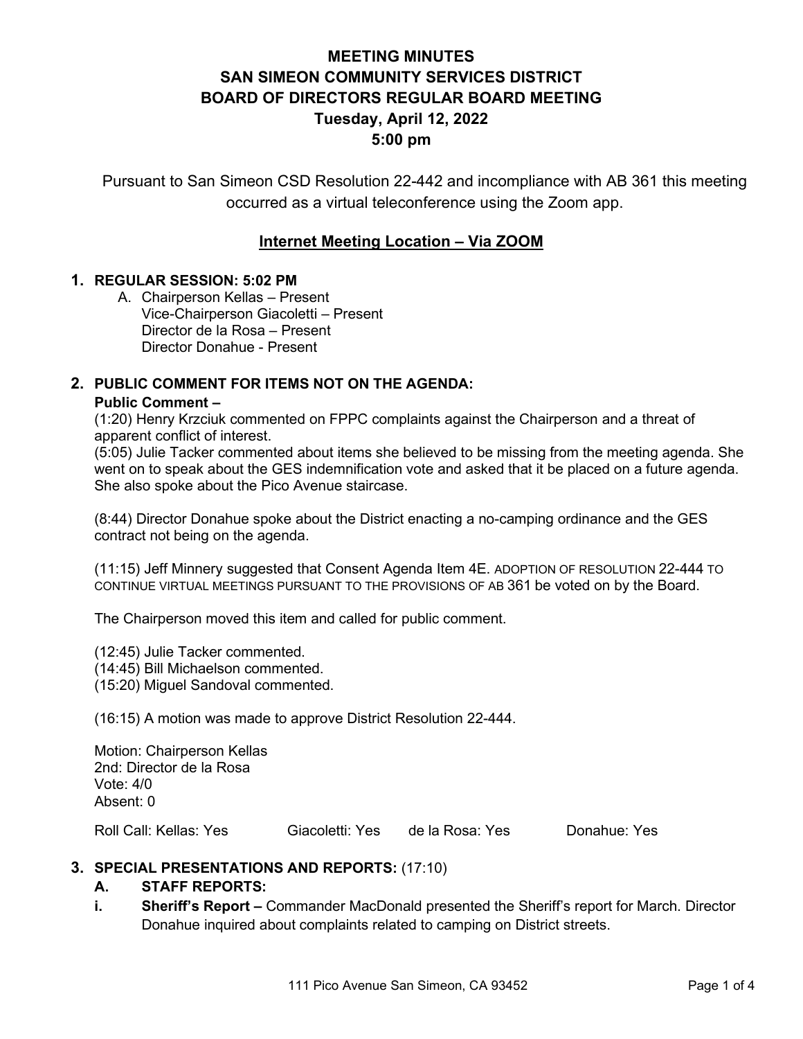# MEETING MINUTES
# SAN SIMEON COMMUNITY SERVICES DISTRICT
# BOARD OF DIRECTORS REGULAR BOARD MEETING
# Tuesday, April 12, 2022
# 5:00 pm

Pursuant to San Simeon CSD Resolution 22-442 and incompliance with AB 361 this meeting occurred as a virtual teleconference using the Zoom app.

## Internet Meeting Location – Via ZOOM

**1. REGULAR SESSION: 5:02 PM**

A. Chairperson Kellas – Present
Vice-Chairperson Giacoletti – Present
Director de la Rosa – Present
Director Donahue - Present

**2. PUBLIC COMMENT FOR ITEMS NOT ON THE AGENDA:**

**Public Comment –**

(1:20) Henry Krzciuk commented on FPPC complaints against the Chairperson and a threat of apparent conflict of interest.
(5:05) Julie Tacker commented about items she believed to be missing from the meeting agenda. She went on to speak about the GES indemnification vote and asked that it be placed on a future agenda. She also spoke about the Pico Avenue staircase.

(8:44) Director Donahue spoke about the District enacting a no-camping ordinance and the GES contract not being on the agenda.

(11:15) Jeff Minnery suggested that Consent Agenda Item 4E. ADOPTION OF RESOLUTION 22-444 TO CONTINUE VIRTUAL MEETINGS PURSUANT TO THE PROVISIONS OF AB 361 be voted on by the Board.

The Chairperson moved this item and called for public comment.

(12:45) Julie Tacker commented.
(14:45) Bill Michaelson commented.
(15:20) Miguel Sandoval commented.

(16:15) A motion was made to approve District Resolution 22-444.

Motion: Chairperson Kellas
2nd: Director de la Rosa
Vote: 4/0
Absent: 0

Roll Call: Kellas: Yes Giacoletti: Yes de la Rosa: Yes Donahue: Yes

**3. SPECIAL PRESENTATIONS AND REPORTS:** (17:10)

**A. STAFF REPORTS:**

**i. Sheriff's Report –** Commander MacDonald presented the Sheriff's report for March. Director Donahue inquired about complaints related to camping on District streets.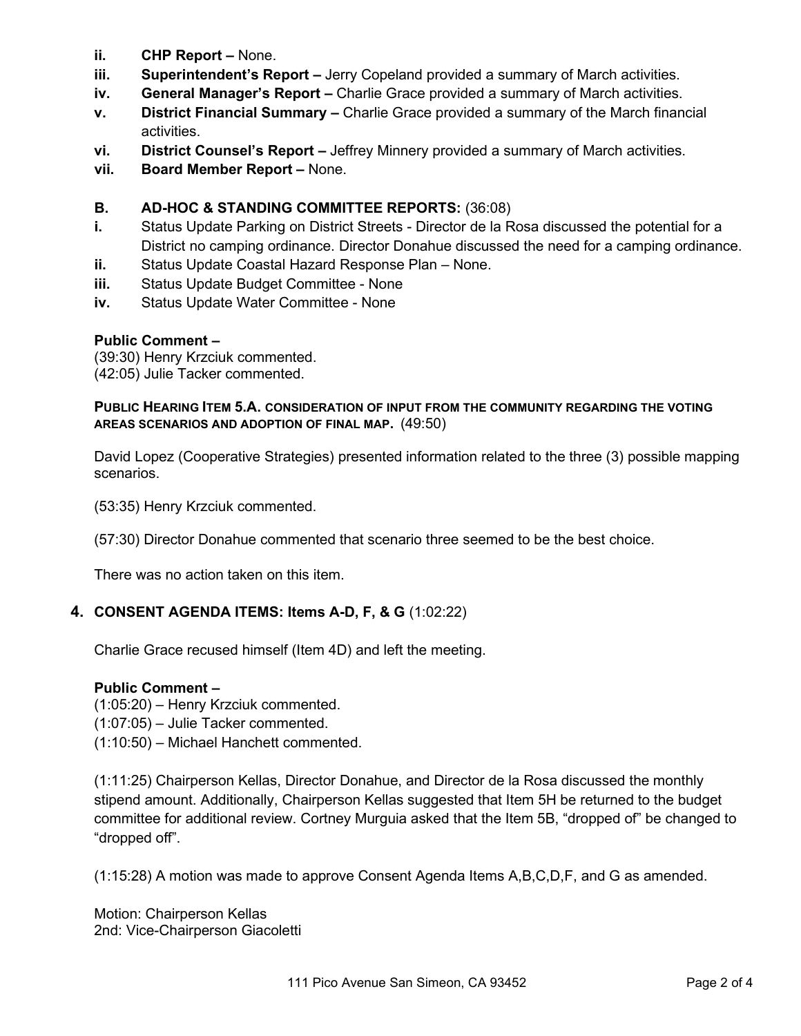- **ii. CHP Report –** None.
- **iii. Superintendent's Report –** Jerry Copeland provided a summary of March activities.
- **iv. General Manager's Report –** Charlie Grace provided a summary of March activities.
- **v. District Financial Summary –** Charlie Grace provided a summary of the March financial activities.
- **vi. District Counsel's Report –** Jeffrey Minnery provided a summary of March activities.
- **vii. Board Member Report –** None.

**B. AD-HOC & STANDING COMMITTEE REPORTS:** (36:08)

- **i.** Status Update Parking on District Streets - Director de la Rosa discussed the potential for a District no camping ordinance. Director Donahue discussed the need for a camping ordinance.
- **ii.** Status Update Coastal Hazard Response Plan – None.
- **iii.** Status Update Budget Committee - None
- **iv.** Status Update Water Committee - None

**Public Comment –**

(39:30) Henry Krzciuk commented.
(42:05) Julie Tacker commented.

**PUBLIC HEARING ITEM 5.A. CONSIDERATION OF INPUT FROM THE COMMUNITY REGARDING THE VOTING AREAS SCENARIOS AND ADOPTION OF FINAL MAP.** (49:50)

David Lopez (Cooperative Strategies) presented information related to the three (3) possible mapping scenarios.

(53:35) Henry Krzciuk commented.

(57:30) Director Donahue commented that scenario three seemed to be the best choice.

There was no action taken on this item.

## 4. CONSENT AGENDA ITEMS: Items A-D, F, & G (1:02:22)

Charlie Grace recused himself (Item 4D) and left the meeting.

**Public Comment –**

(1:05:20) – Henry Krzciuk commented.
(1:07:05) – Julie Tacker commented.
(1:10:50) – Michael Hanchett commented.

(1:11:25) Chairperson Kellas, Director Donahue, and Director de la Rosa discussed the monthly stipend amount. Additionally, Chairperson Kellas suggested that Item 5H be returned to the budget committee for additional review. Cortney Murguia asked that the Item 5B, "dropped of" be changed to "dropped off".

(1:15:28) A motion was made to approve Consent Agenda Items A,B,C,D,F, and G as amended.

Motion: Chairperson Kellas
2nd: Vice-Chairperson Giacoletti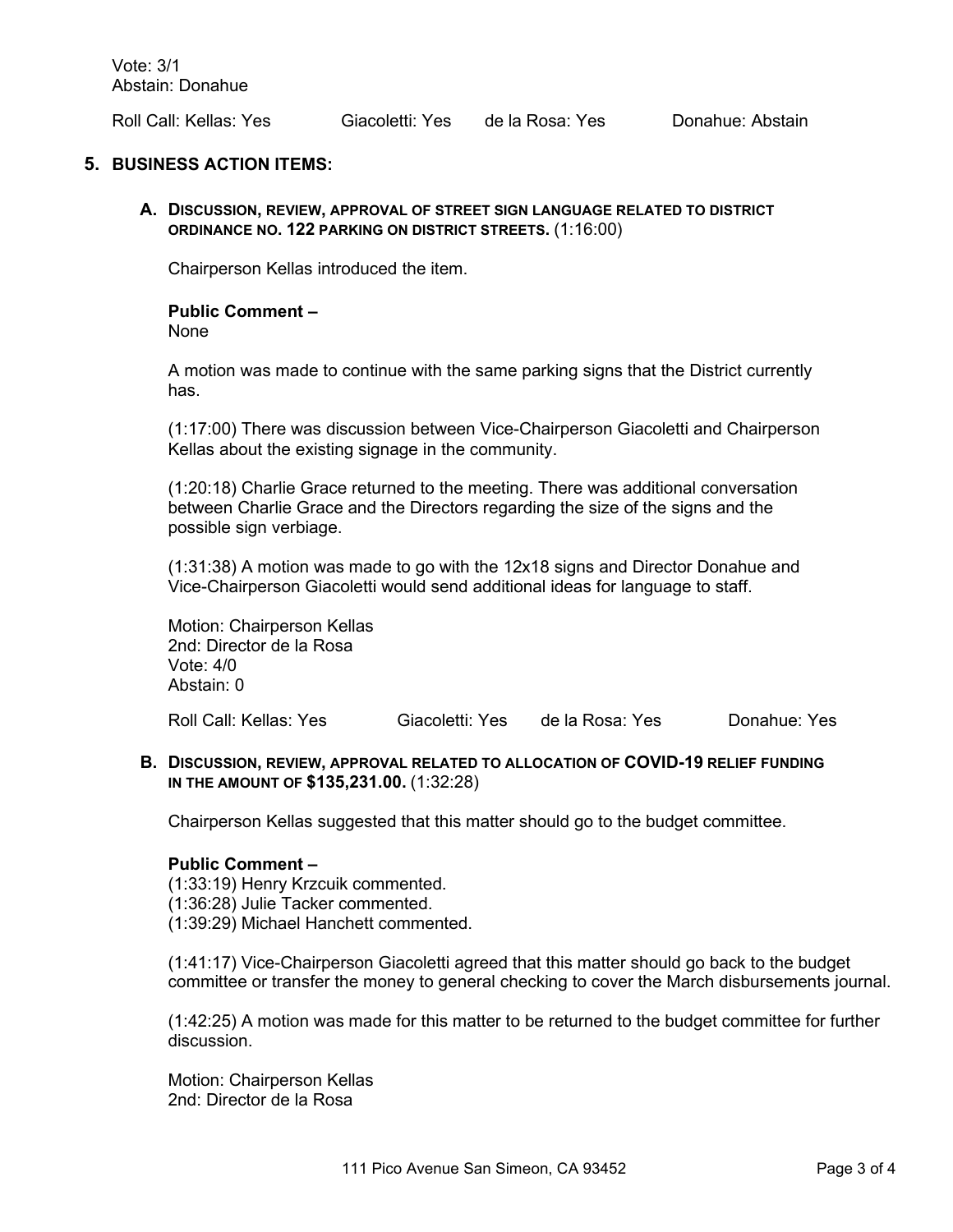Vote: 3/1
Abstain: Donahue

Roll Call: Kellas: Yes Giacoletti: Yes de la Rosa: Yes Donahue: Abstain

## 5. BUSINESS ACTION ITEMS:

### A. DISCUSSION, REVIEW, APPROVAL OF STREET SIGN LANGUAGE RELATED TO DISTRICT ORDINANCE NO. 122 PARKING ON DISTRICT STREETS. (1:16:00)

Chairperson Kellas introduced the item.

**Public Comment –**
None

A motion was made to continue with the same parking signs that the District currently has.

(1:17:00) There was discussion between Vice-Chairperson Giacoletti and Chairperson Kellas about the existing signage in the community.

(1:20:18) Charlie Grace returned to the meeting. There was additional conversation between Charlie Grace and the Directors regarding the size of the signs and the possible sign verbiage.

(1:31:38) A motion was made to go with the 12x18 signs and Director Donahue and Vice-Chairperson Giacoletti would send additional ideas for language to staff.

Motion: Chairperson Kellas
2nd: Director de la Rosa
Vote: 4/0
Abstain: 0

Roll Call: Kellas: Yes Giacoletti: Yes de la Rosa: Yes Donahue: Yes

### B. DISCUSSION, REVIEW, APPROVAL RELATED TO ALLOCATION OF COVID-19 RELIEF FUNDING IN THE AMOUNT OF $135,231.00. (1:32:28)

Chairperson Kellas suggested that this matter should go to the budget committee.

**Public Comment –**
(1:33:19) Henry Krzcuik commented.
(1:36:28) Julie Tacker commented.
(1:39:29) Michael Hanchett commented.

(1:41:17) Vice-Chairperson Giacoletti agreed that this matter should go back to the budget committee or transfer the money to general checking to cover the March disbursements journal.

(1:42:25) A motion was made for this matter to be returned to the budget committee for further discussion.

Motion: Chairperson Kellas
2nd: Director de la Rosa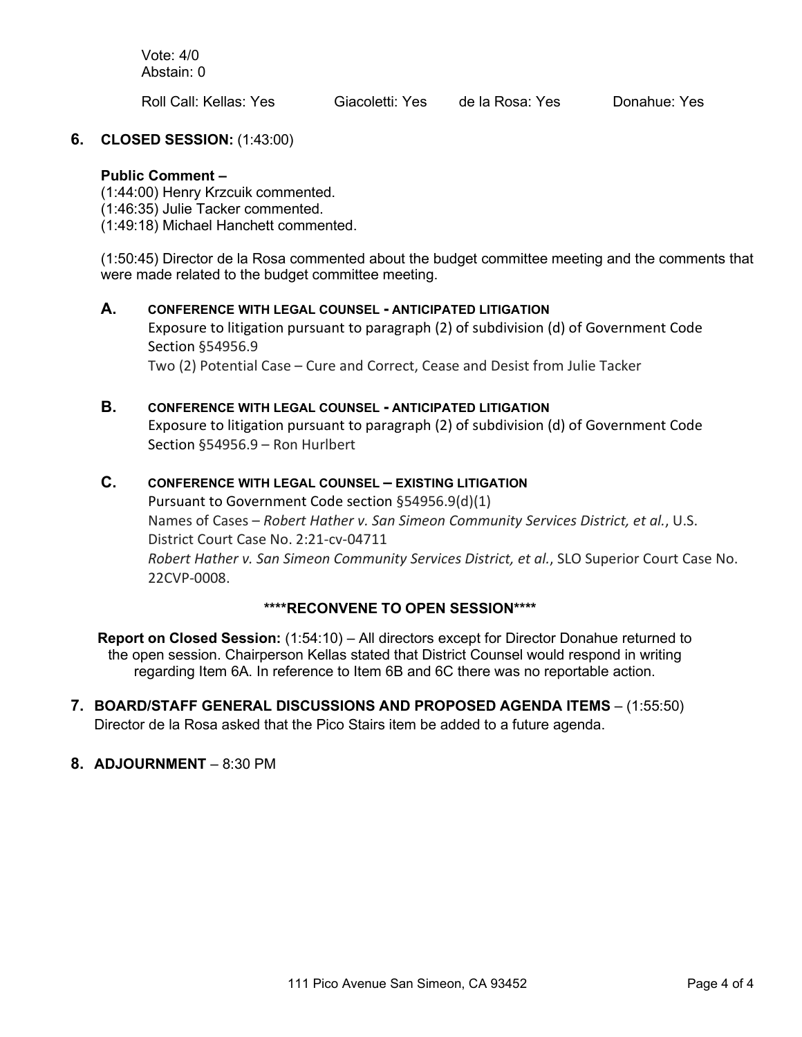Vote: 4/0
Abstain: 0

Roll Call: Kellas: Yes Giacoletti: Yes de la Rosa: Yes Donahue: Yes

**6. CLOSED SESSION:** (1:43:00)

**Public Comment –**
(1:44:00) Henry Krzcuik commented.
(1:46:35) Julie Tacker commented.
(1:49:18) Michael Hanchett commented.

(1:50:45) Director de la Rosa commented about the budget committee meeting and the comments that were made related to the budget committee meeting.

**A. CONFERENCE WITH LEGAL COUNSEL - ANTICIPATED LITIGATION**
Exposure to litigation pursuant to paragraph (2) of subdivision (d) of Government Code Section §54956.9
Two (2) Potential Case – Cure and Correct, Cease and Desist from Julie Tacker

**B. CONFERENCE WITH LEGAL COUNSEL - ANTICIPATED LITIGATION**
Exposure to litigation pursuant to paragraph (2) of subdivision (d) of Government Code Section §54956.9 – Ron Hurlbert

**C. CONFERENCE WITH LEGAL COUNSEL – EXISTING LITIGATION**
Pursuant to Government Code section §54956.9(d)(1)
Names of Cases – *Robert Hather v. San Simeon Community Services District, et al.*, U.S. District Court Case No. 2:21-cv-04711
*Robert Hather v. San Simeon Community Services District, et al.*, SLO Superior Court Case No. 22CVP-0008.

**\*\*\*\*RECONVENE TO OPEN SESSION\*\*\*\***

**Report on Closed Session:** (1:54:10) – All directors except for Director Donahue returned to the open session. Chairperson Kellas stated that District Counsel would respond in writing regarding Item 6A. In reference to Item 6B and 6C there was no reportable action.

**7. BOARD/STAFF GENERAL DISCUSSIONS AND PROPOSED AGENDA ITEMS** – (1:55:50)
Director de la Rosa asked that the Pico Stairs item be added to a future agenda.

**8. ADJOURNMENT** – 8:30 PM

111 Pico Avenue San Simeon, CA 93452